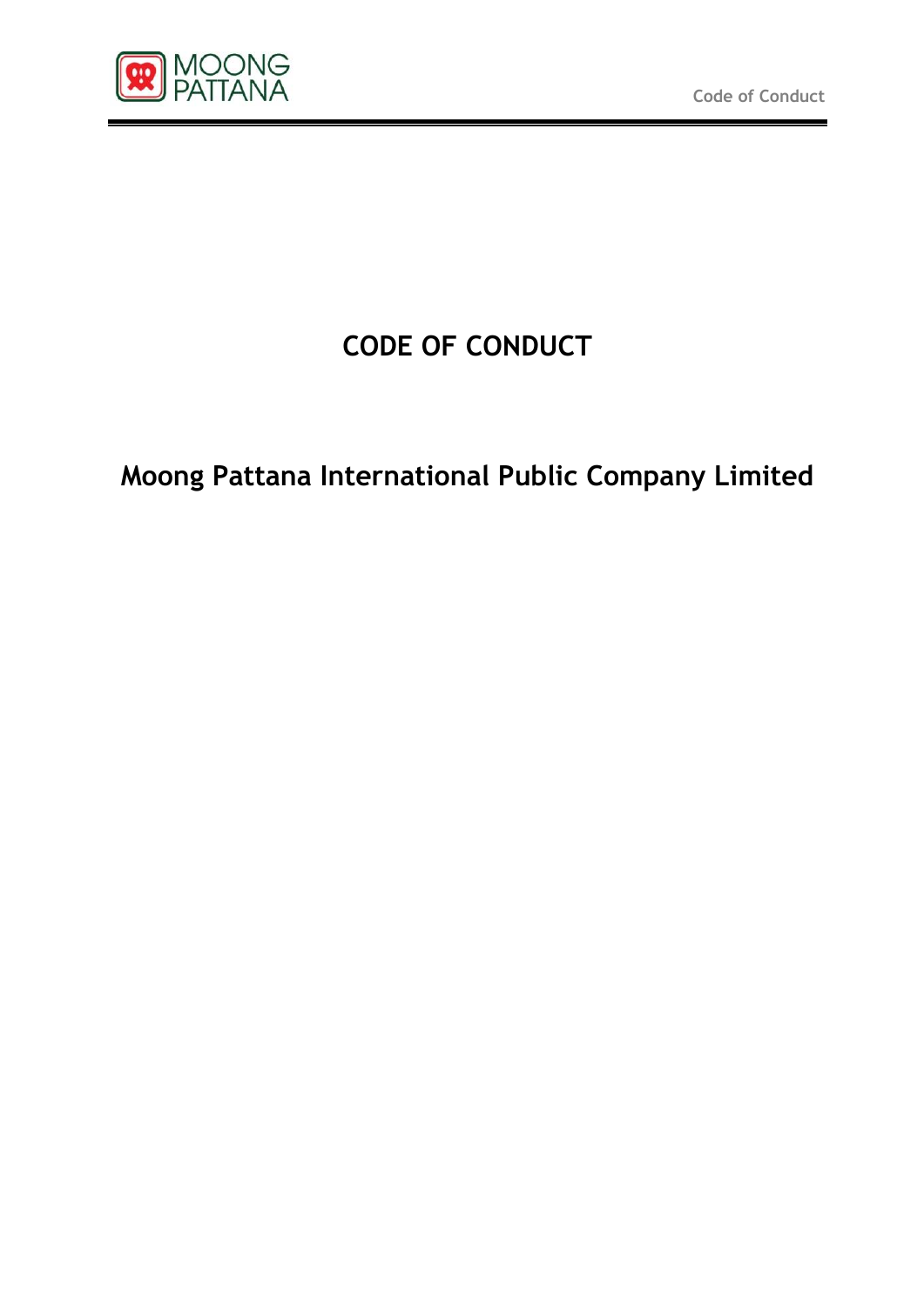# CODE OF CONDUCT

## Moong Pattana International Public Company Limited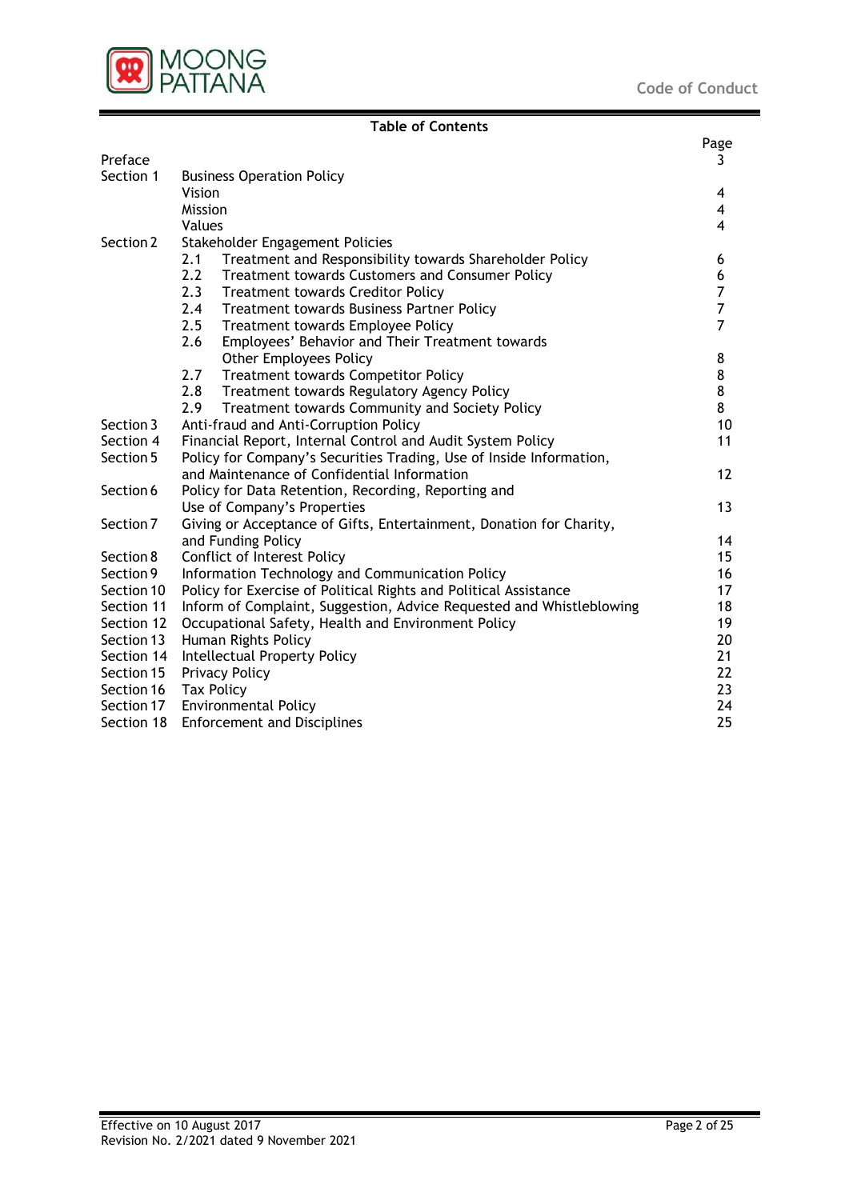## Table of Contents

| | | Page |
|---|---|---|
| Preface | | 3 |
| Section 1 | Business Operation Policy | |
| | Vision | 4 |
| | Mission | 4 |
| | Values | 4 |
| Section 2 | Stakeholder Engagement Policies | |
| | 2.1 Treatment and Responsibility towards Shareholder Policy | 6 |
| | 2.2 Treatment towards Customers and Consumer Policy | 6 |
| | 2.3 Treatment towards Creditor Policy | 7 |
| | 2.4 Treatment towards Business Partner Policy | 7 |
| | 2.5 Treatment towards Employee Policy | 7 |
| | 2.6 Employees' Behavior and Their Treatment towards Other Employees Policy | 8 |
| | 2.7 Treatment towards Competitor Policy | 8 |
| | 2.8 Treatment towards Regulatory Agency Policy | 8 |
| | 2.9 Treatment towards Community and Society Policy | 8 |
| Section 3 | Anti-fraud and Anti-Corruption Policy | 10 |
| Section 4 | Financial Report, Internal Control and Audit System Policy | 11 |
| Section 5 | Policy for Company's Securities Trading, Use of Inside Information, and Maintenance of Confidential Information | 12 |
| Section 6 | Policy for Data Retention, Recording, Reporting and Use of Company's Properties | 13 |
| Section 7 | Giving or Acceptance of Gifts, Entertainment, Donation for Charity, and Funding Policy | 14 |
| Section 8 | Conflict of Interest Policy | 15 |
| Section 9 | Information Technology and Communication Policy | 16 |
| Section 10 | Policy for Exercise of Political Rights and Political Assistance | 17 |
| Section 11 | Inform of Complaint, Suggestion, Advice Requested and Whistleblowing | 18 |
| Section 12 | Occupational Safety, Health and Environment Policy | 19 |
| Section 13 | Human Rights Policy | 20 |
| Section 14 | Intellectual Property Policy | 21 |
| Section 15 | Privacy Policy | 22 |
| Section 16 | Tax Policy | 23 |
| Section 17 | Environmental Policy | 24 |
| Section 18 | Enforcement and Disciplines | 25 |

Effective on 10 August 2017
Revision No. 2/2021 dated 9 November 2021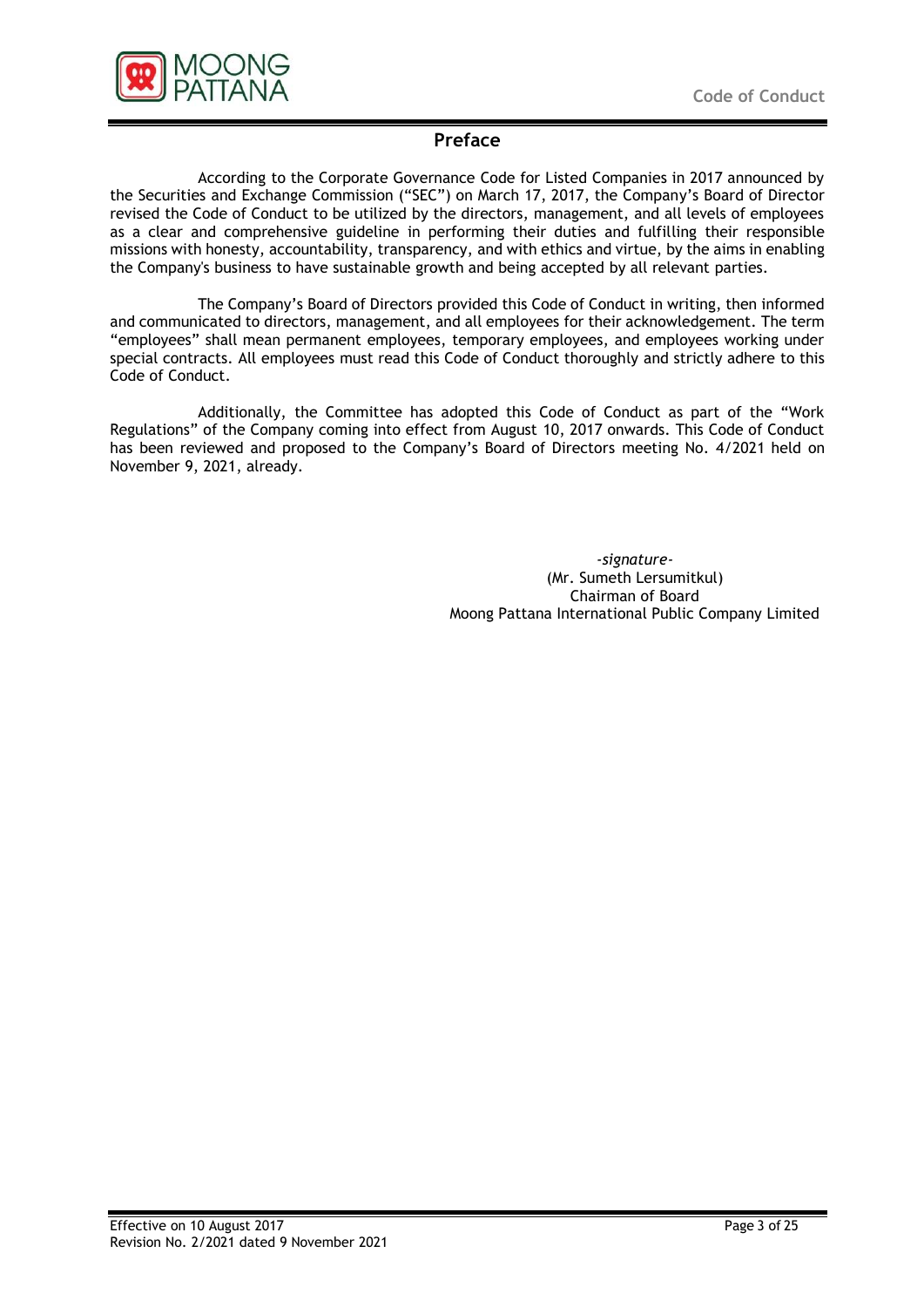## Preface

According to the Corporate Governance Code for Listed Companies in 2017 announced by the Securities and Exchange Commission ("SEC") on March 17, 2017, the Company's Board of Director revised the Code of Conduct to be utilized by the directors, management, and all levels of employees as a clear and comprehensive guideline in performing their duties and fulfilling their responsible missions with honesty, accountability, transparency, and with ethics and virtue, by the aims in enabling the Company's business to have sustainable growth and being accepted by all relevant parties.

The Company's Board of Directors provided this Code of Conduct in writing, then informed and communicated to directors, management, and all employees for their acknowledgement. The term "employees" shall mean permanent employees, temporary employees, and employees working under special contracts. All employees must read this Code of Conduct thoroughly and strictly adhere to this Code of Conduct.

Additionally, the Committee has adopted this Code of Conduct as part of the "Work Regulations" of the Company coming into effect from August 10, 2017 onwards. This Code of Conduct has been reviewed and proposed to the Company's Board of Directors meeting No. 4/2021 held on November 9, 2021, already.

*-signature-*
(Mr. Sumeth Lersumitkul)
Chairman of Board
Moong Pattana International Public Company Limited

Effective on 10 August 2017
Revision No. 2/2021 dated 9 November 2021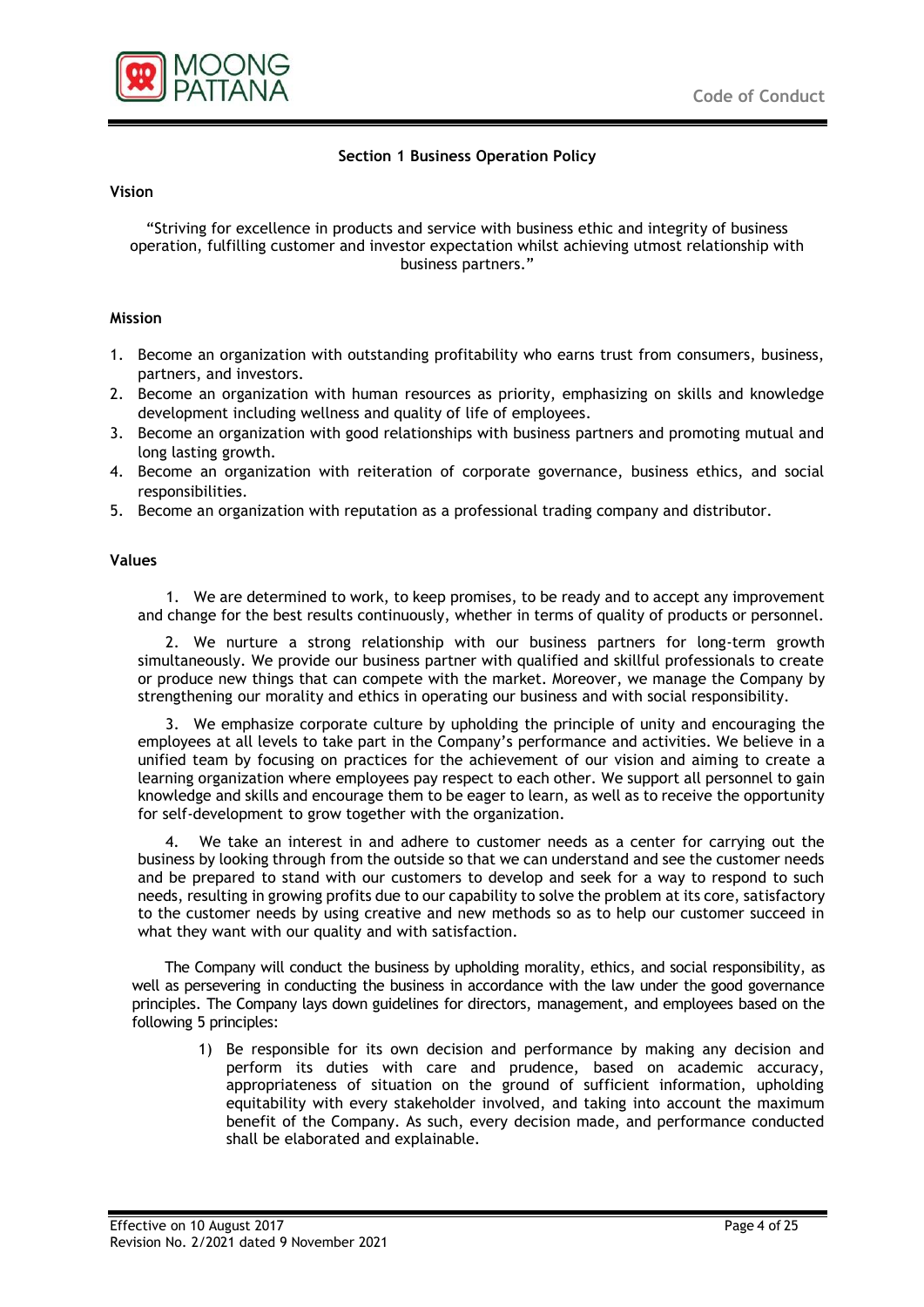## Section 1 Business Operation Policy

### Vision

"Striving for excellence in products and service with business ethic and integrity of business operation, fulfilling customer and investor expectation whilst achieving utmost relationship with business partners."

### Mission

1. Become an organization with outstanding profitability who earns trust from consumers, business, partners, and investors.
2. Become an organization with human resources as priority, emphasizing on skills and knowledge development including wellness and quality of life of employees.
3. Become an organization with good relationships with business partners and promoting mutual and long lasting growth.
4. Become an organization with reiteration of corporate governance, business ethics, and social responsibilities.
5. Become an organization with reputation as a professional trading company and distributor.

### Values

1. We are determined to work, to keep promises, to be ready and to accept any improvement and change for the best results continuously, whether in terms of quality of products or personnel.

2. We nurture a strong relationship with our business partners for long-term growth simultaneously. We provide our business partner with qualified and skillful professionals to create or produce new things that can compete with the market. Moreover, we manage the Company by strengthening our morality and ethics in operating our business and with social responsibility.

3. We emphasize corporate culture by upholding the principle of unity and encouraging the employees at all levels to take part in the Company's performance and activities. We believe in a unified team by focusing on practices for the achievement of our vision and aiming to create a learning organization where employees pay respect to each other. We support all personnel to gain knowledge and skills and encourage them to be eager to learn, as well as to receive the opportunity for self-development to grow together with the organization.

4. We take an interest in and adhere to customer needs as a center for carrying out the business by looking through from the outside so that we can understand and see the customer needs and be prepared to stand with our customers to develop and seek for a way to respond to such needs, resulting in growing profits due to our capability to solve the problem at its core, satisfactory to the customer needs by using creative and new methods so as to help our customer succeed in what they want with our quality and with satisfaction.

The Company will conduct the business by upholding morality, ethics, and social responsibility, as well as persevering in conducting the business in accordance with the law under the good governance principles. The Company lays down guidelines for directors, management, and employees based on the following 5 principles:

1) Be responsible for its own decision and performance by making any decision and perform its duties with care and prudence, based on academic accuracy, appropriateness of situation on the ground of sufficient information, upholding equitability with every stakeholder involved, and taking into account the maximum benefit of the Company. As such, every decision made, and performance conducted shall be elaborated and explainable.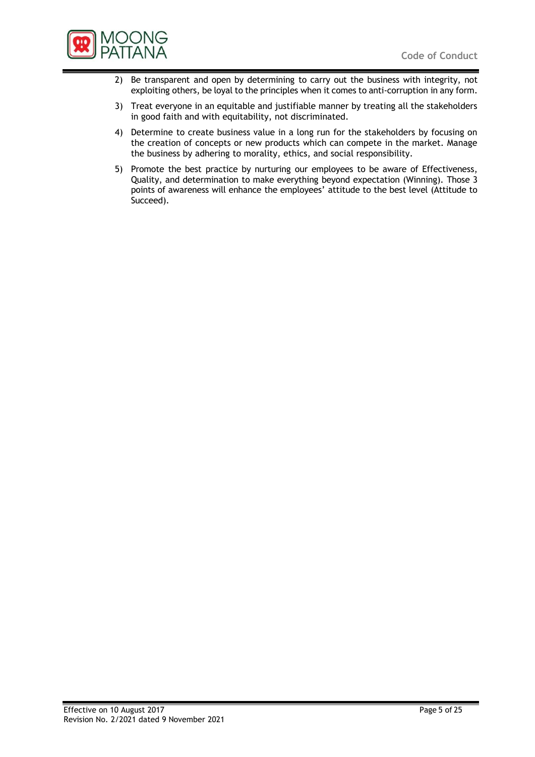2) Be transparent and open by determining to carry out the business with integrity, not exploiting others, be loyal to the principles when it comes to anti-corruption in any form.

3) Treat everyone in an equitable and justifiable manner by treating all the stakeholders in good faith and with equitability, not discriminated.

4) Determine to create business value in a long run for the stakeholders by focusing on the creation of concepts or new products which can compete in the market. Manage the business by adhering to morality, ethics, and social responsibility.

5) Promote the best practice by nurturing our employees to be aware of Effectiveness, Quality, and determination to make everything beyond expectation (Winning). Those 3 points of awareness will enhance the employees' attitude to the best level (Attitude to Succeed).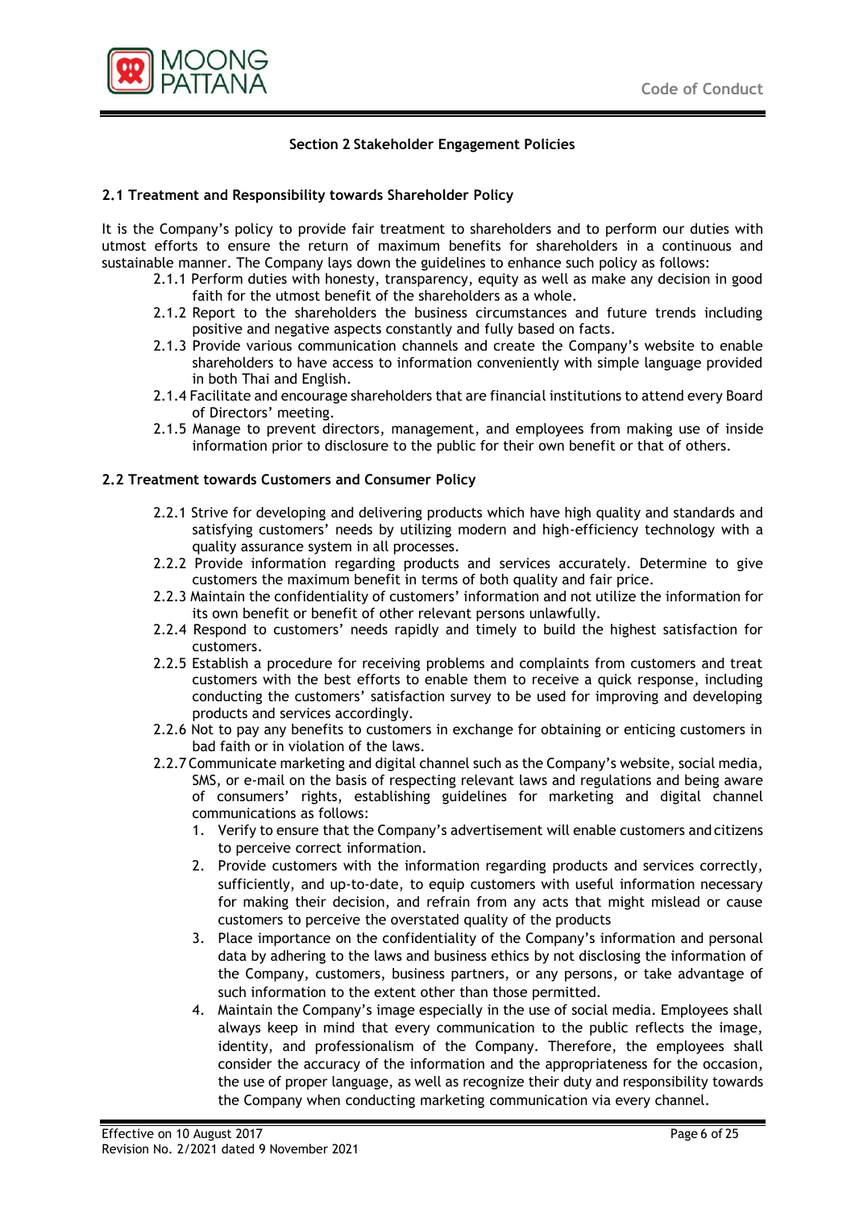## Section 2 Stakeholder Engagement Policies

### 2.1 Treatment and Responsibility towards Shareholder Policy

It is the Company's policy to provide fair treatment to shareholders and to perform our duties with utmost efforts to ensure the return of maximum benefits for shareholders in a continuous and sustainable manner. The Company lays down the guidelines to enhance such policy as follows:

- 2.1.1 Perform duties with honesty, transparency, equity as well as make any decision in good faith for the utmost benefit of the shareholders as a whole.
- 2.1.2 Report to the shareholders the business circumstances and future trends including positive and negative aspects constantly and fully based on facts.
- 2.1.3 Provide various communication channels and create the Company's website to enable shareholders to have access to information conveniently with simple language provided in both Thai and English.
- 2.1.4 Facilitate and encourage shareholders that are financial institutions to attend every Board of Directors' meeting.
- 2.1.5 Manage to prevent directors, management, and employees from making use of inside information prior to disclosure to the public for their own benefit or that of others.

### 2.2 Treatment towards Customers and Consumer Policy

- 2.2.1 Strive for developing and delivering products which have high quality and standards and satisfying customers' needs by utilizing modern and high-efficiency technology with a quality assurance system in all processes.
- 2.2.2 Provide information regarding products and services accurately. Determine to give customers the maximum benefit in terms of both quality and fair price.
- 2.2.3 Maintain the confidentiality of customers' information and not utilize the information for its own benefit or benefit of other relevant persons unlawfully.
- 2.2.4 Respond to customers' needs rapidly and timely to build the highest satisfaction for customers.
- 2.2.5 Establish a procedure for receiving problems and complaints from customers and treat customers with the best efforts to enable them to receive a quick response, including conducting the customers' satisfaction survey to be used for improving and developing products and services accordingly.
- 2.2.6 Not to pay any benefits to customers in exchange for obtaining or enticing customers in bad faith or in violation of the laws.
- 2.2.7 Communicate marketing and digital channel such as the Company's website, social media, SMS, or e-mail on the basis of respecting relevant laws and regulations and being aware of consumers' rights, establishing guidelines for marketing and digital channel communications as follows:
  1. Verify to ensure that the Company's advertisement will enable customers and citizens to perceive correct information.
  2. Provide customers with the information regarding products and services correctly, sufficiently, and up-to-date, to equip customers with useful information necessary for making their decision, and refrain from any acts that might mislead or cause customers to perceive the overstated quality of the products
  3. Place importance on the confidentiality of the Company's information and personal data by adhering to the laws and business ethics by not disclosing the information of the Company, customers, business partners, or any persons, or take advantage of such information to the extent other than those permitted.
  4. Maintain the Company's image especially in the use of social media. Employees shall always keep in mind that every communication to the public reflects the image, identity, and professionalism of the Company. Therefore, the employees shall consider the accuracy of the information and the appropriateness for the occasion, the use of proper language, as well as recognize their duty and responsibility towards the Company when conducting marketing communication via every channel.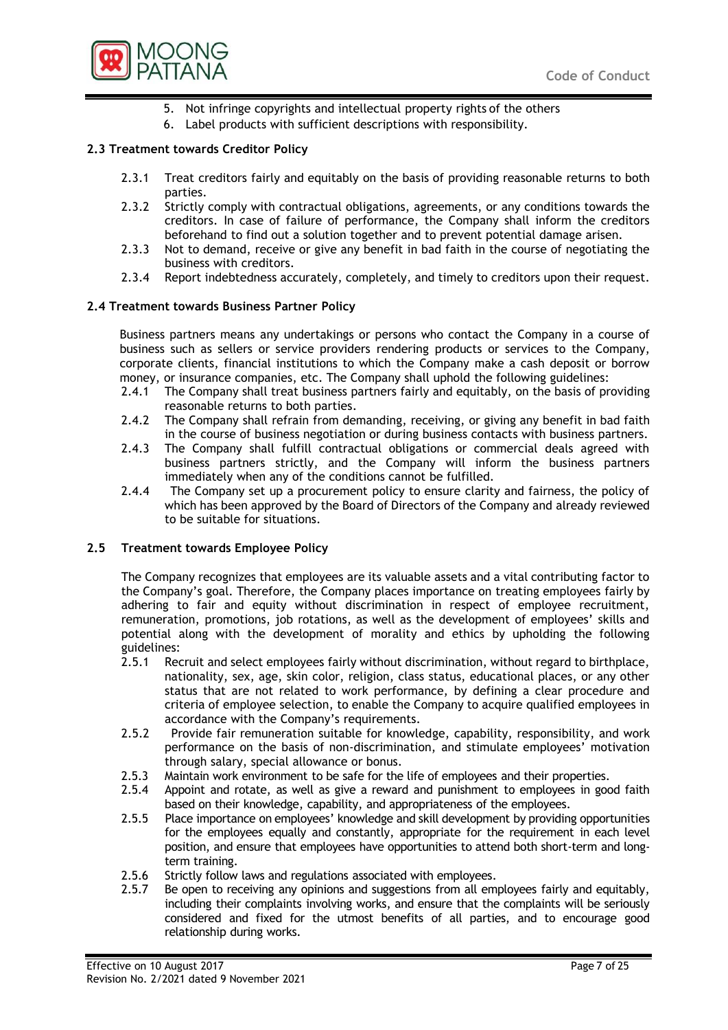5. Not infringe copyrights and intellectual property rights of the others
6. Label products with sufficient descriptions with responsibility.

### 2.3 Treatment towards Creditor Policy

2.3.1 Treat creditors fairly and equitably on the basis of providing reasonable returns to both parties.

2.3.2 Strictly comply with contractual obligations, agreements, or any conditions towards the creditors. In case of failure of performance, the Company shall inform the creditors beforehand to find out a solution together and to prevent potential damage arisen.

2.3.3 Not to demand, receive or give any benefit in bad faith in the course of negotiating the business with creditors.

2.3.4 Report indebtedness accurately, completely, and timely to creditors upon their request.

### 2.4 Treatment towards Business Partner Policy

Business partners means any undertakings or persons who contact the Company in a course of business such as sellers or service providers rendering products or services to the Company, corporate clients, financial institutions to which the Company make a cash deposit or borrow money, or insurance companies, etc. The Company shall uphold the following guidelines:

2.4.1 The Company shall treat business partners fairly and equitably, on the basis of providing reasonable returns to both parties.

2.4.2 The Company shall refrain from demanding, receiving, or giving any benefit in bad faith in the course of business negotiation or during business contacts with business partners.

2.4.3 The Company shall fulfill contractual obligations or commercial deals agreed with business partners strictly, and the Company will inform the business partners immediately when any of the conditions cannot be fulfilled.

2.4.4 The Company set up a procurement policy to ensure clarity and fairness, the policy of which has been approved by the Board of Directors of the Company and already reviewed to be suitable for situations.

### 2.5 Treatment towards Employee Policy

The Company recognizes that employees are its valuable assets and a vital contributing factor to the Company's goal. Therefore, the Company places importance on treating employees fairly by adhering to fair and equity without discrimination in respect of employee recruitment, remuneration, promotions, job rotations, as well as the development of employees' skills and potential along with the development of morality and ethics by upholding the following guidelines:

2.5.1 Recruit and select employees fairly without discrimination, without regard to birthplace, nationality, sex, age, skin color, religion, class status, educational places, or any other status that are not related to work performance, by defining a clear procedure and criteria of employee selection, to enable the Company to acquire qualified employees in accordance with the Company's requirements.

2.5.2 Provide fair remuneration suitable for knowledge, capability, responsibility, and work performance on the basis of non-discrimination, and stimulate employees' motivation through salary, special allowance or bonus.

2.5.3 Maintain work environment to be safe for the life of employees and their properties.

2.5.4 Appoint and rotate, as well as give a reward and punishment to employees in good faith based on their knowledge, capability, and appropriateness of the employees.

2.5.5 Place importance on employees' knowledge and skill development by providing opportunities for the employees equally and constantly, appropriate for the requirement in each level position, and ensure that employees have opportunities to attend both short-term and long-term training.

2.5.6 Strictly follow laws and regulations associated with employees.

2.5.7 Be open to receiving any opinions and suggestions from all employees fairly and equitably, including their complaints involving works, and ensure that the complaints will be seriously considered and fixed for the utmost benefits of all parties, and to encourage good relationship during works.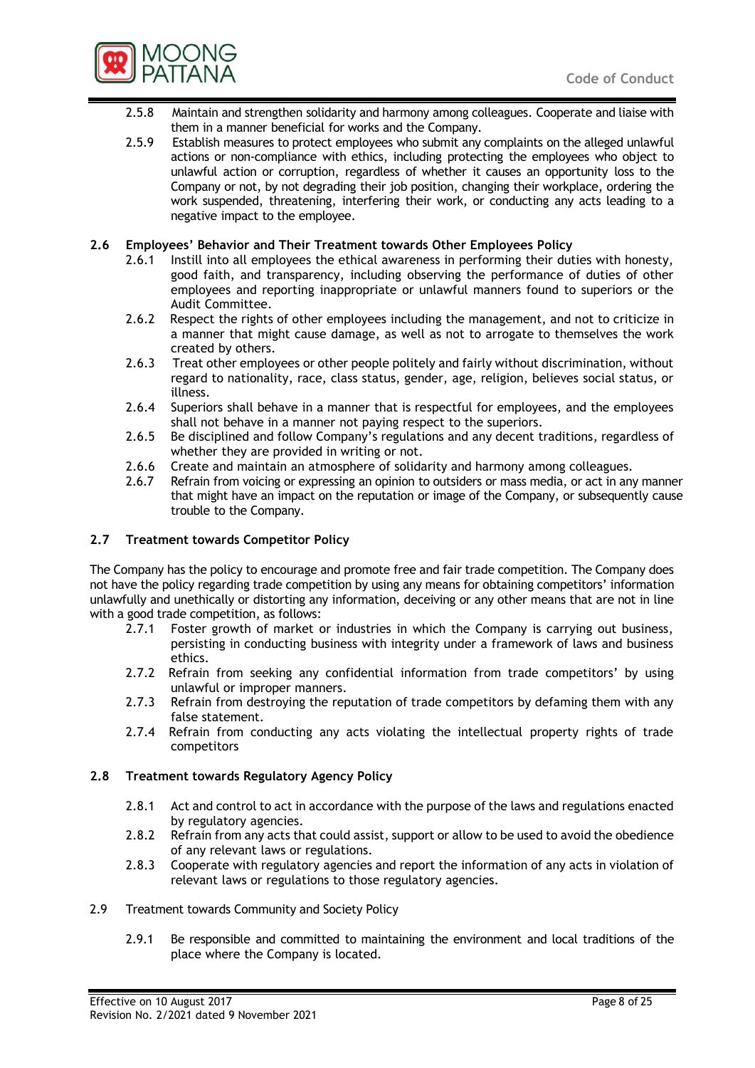2.5.8 Maintain and strengthen solidarity and harmony among colleagues. Cooperate and liaise with them in a manner beneficial for works and the Company.

2.5.9 Establish measures to protect employees who submit any complaints on the alleged unlawful actions or non-compliance with ethics, including protecting the employees who object to unlawful action or corruption, regardless of whether it causes an opportunity loss to the Company or not, by not degrading their job position, changing their workplace, ordering the work suspended, threatening, interfering their work, or conducting any acts leading to a negative impact to the employee.

**2.6 Employees' Behavior and Their Treatment towards Other Employees Policy**

2.6.1 Instill into all employees the ethical awareness in performing their duties with honesty, good faith, and transparency, including observing the performance of duties of other employees and reporting inappropriate or unlawful manners found to superiors or the Audit Committee.

2.6.2 Respect the rights of other employees including the management, and not to criticize in a manner that might cause damage, as well as not to arrogate to themselves the work created by others.

2.6.3 Treat other employees or other people politely and fairly without discrimination, without regard to nationality, race, class status, gender, age, religion, believes social status, or illness.

2.6.4 Superiors shall behave in a manner that is respectful for employees, and the employees shall not behave in a manner not paying respect to the superiors.

2.6.5 Be disciplined and follow Company's regulations and any decent traditions, regardless of whether they are provided in writing or not.

2.6.6 Create and maintain an atmosphere of solidarity and harmony among colleagues.

2.6.7 Refrain from voicing or expressing an opinion to outsiders or mass media, or act in any manner that might have an impact on the reputation or image of the Company, or subsequently cause trouble to the Company.

**2.7 Treatment towards Competitor Policy**

The Company has the policy to encourage and promote free and fair trade competition. The Company does not have the policy regarding trade competition by using any means for obtaining competitors' information unlawfully and unethically or distorting any information, deceiving or any other means that are not in line with a good trade competition, as follows:

2.7.1 Foster growth of market or industries in which the Company is carrying out business, persisting in conducting business with integrity under a framework of laws and business ethics.

2.7.2 Refrain from seeking any confidential information from trade competitors' by using unlawful or improper manners.

2.7.3 Refrain from destroying the reputation of trade competitors by defaming them with any false statement.

2.7.4 Refrain from conducting any acts violating the intellectual property rights of trade competitors

**2.8 Treatment towards Regulatory Agency Policy**

2.8.1 Act and control to act in accordance with the purpose of the laws and regulations enacted by regulatory agencies.

2.8.2 Refrain from any acts that could assist, support or allow to be used to avoid the obedience of any relevant laws or regulations.

2.8.3 Cooperate with regulatory agencies and report the information of any acts in violation of relevant laws or regulations to those regulatory agencies.

2.9 Treatment towards Community and Society Policy

2.9.1 Be responsible and committed to maintaining the environment and local traditions of the place where the Company is located.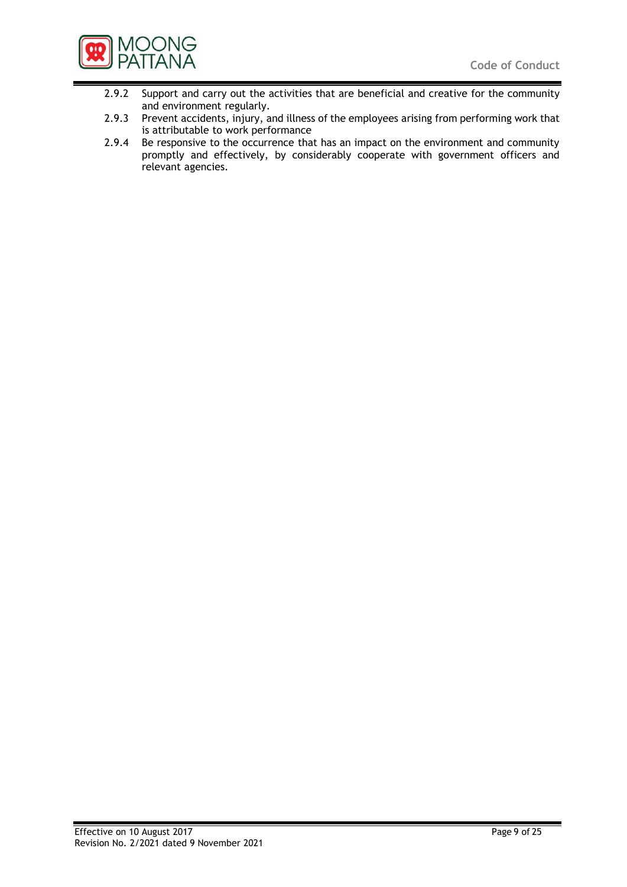2.9.2 Support and carry out the activities that are beneficial and creative for the community and environment regularly.

2.9.3 Prevent accidents, injury, and illness of the employees arising from performing work that is attributable to work performance

2.9.4 Be responsive to the occurrence that has an impact on the environment and community promptly and effectively, by considerably cooperate with government officers and relevant agencies.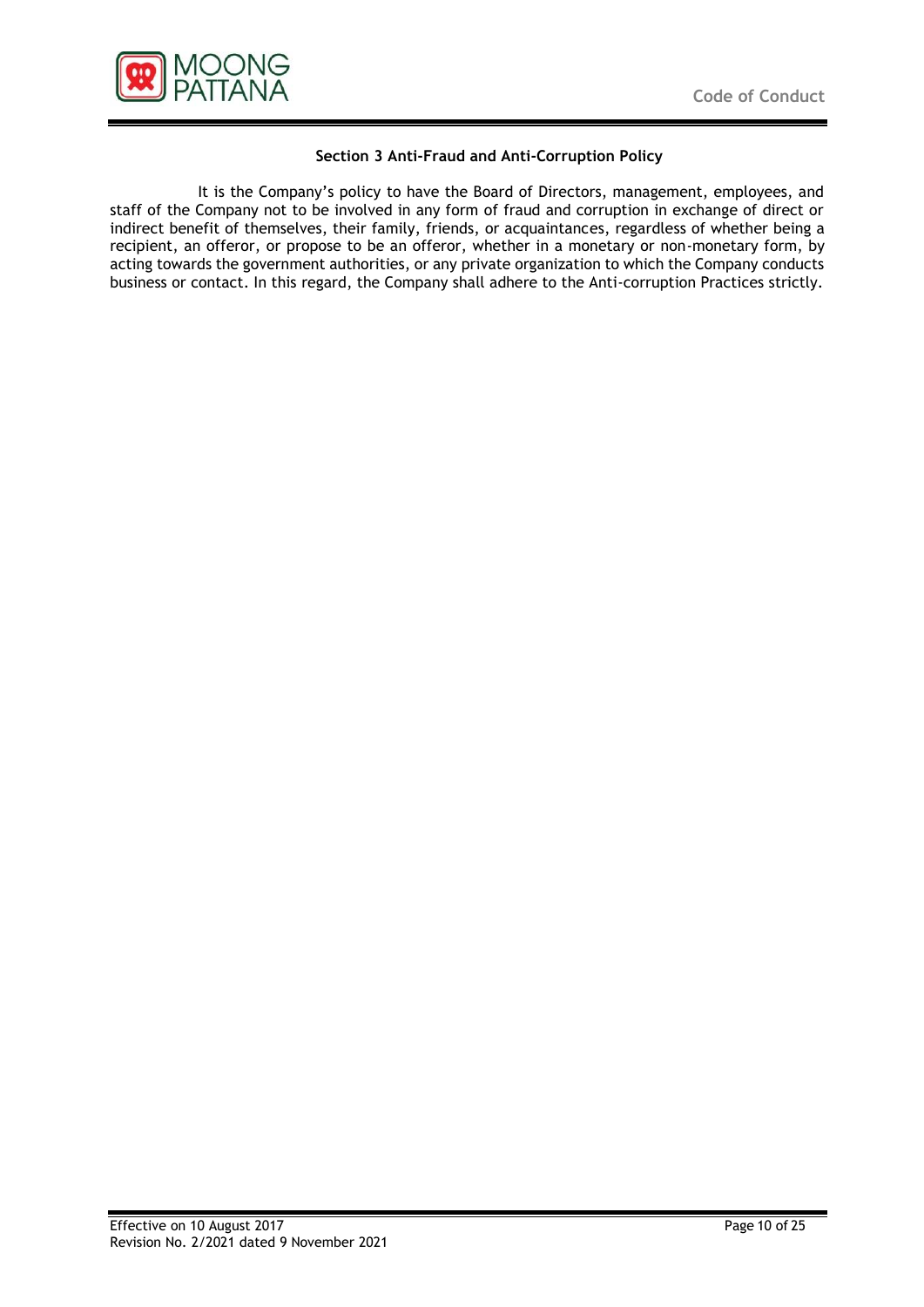### Section 3 Anti-Fraud and Anti-Corruption Policy

It is the Company's policy to have the Board of Directors, management, employees, and staff of the Company not to be involved in any form of fraud and corruption in exchange of direct or indirect benefit of themselves, their family, friends, or acquaintances, regardless of whether being a recipient, an offeror, or propose to be an offeror, whether in a monetary or non-monetary form, by acting towards the government authorities, or any private organization to which the Company conducts business or contact. In this regard, the Company shall adhere to the Anti-corruption Practices strictly.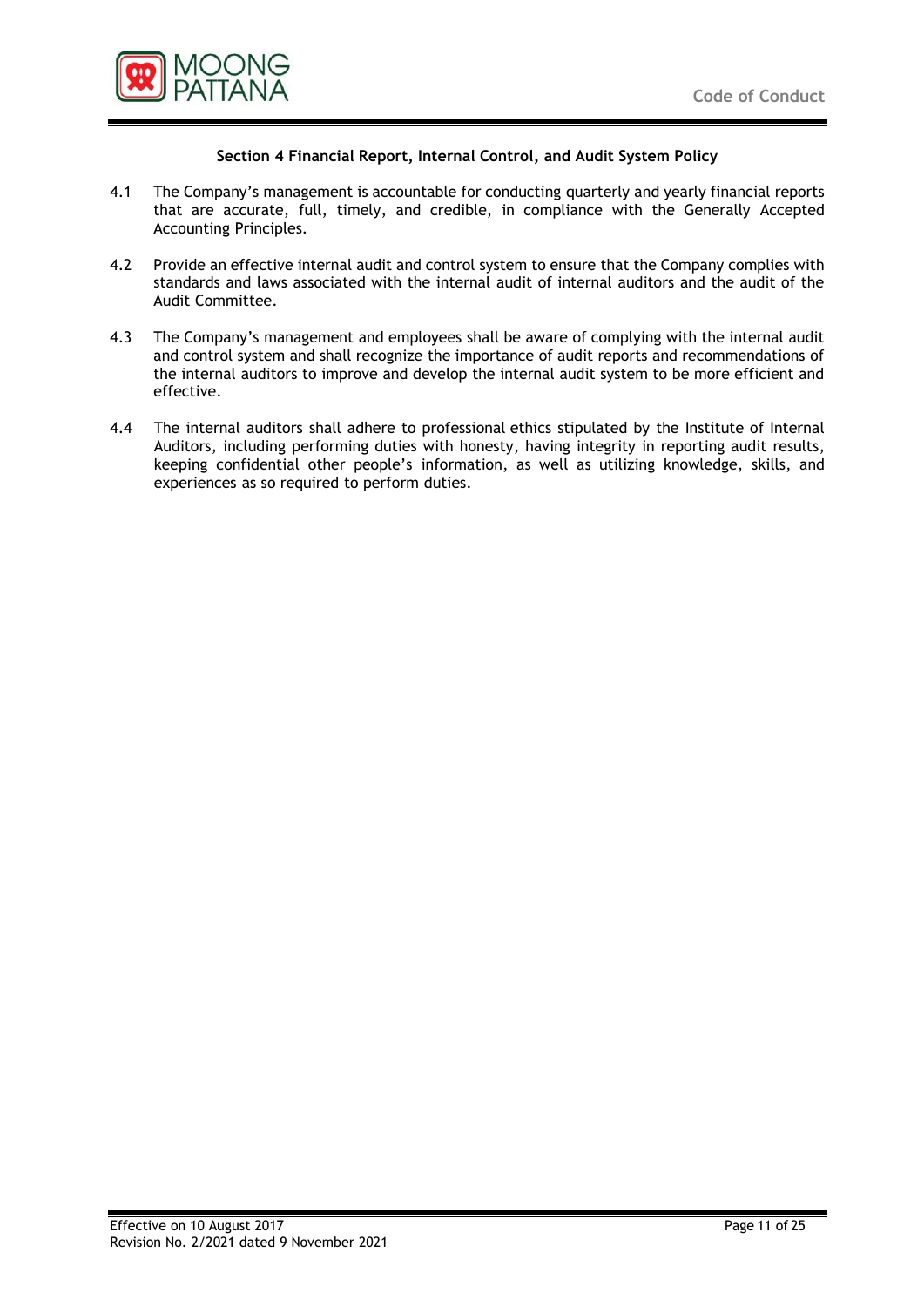## Section 4 Financial Report, Internal Control, and Audit System Policy

4.1 The Company's management is accountable for conducting quarterly and yearly financial reports that are accurate, full, timely, and credible, in compliance with the Generally Accepted Accounting Principles.

4.2 Provide an effective internal audit and control system to ensure that the Company complies with standards and laws associated with the internal audit of internal auditors and the audit of the Audit Committee.

4.3 The Company's management and employees shall be aware of complying with the internal audit and control system and shall recognize the importance of audit reports and recommendations of the internal auditors to improve and develop the internal audit system to be more efficient and effective.

4.4 The internal auditors shall adhere to professional ethics stipulated by the Institute of Internal Auditors, including performing duties with honesty, having integrity in reporting audit results, keeping confidential other people's information, as well as utilizing knowledge, skills, and experiences as so required to perform duties.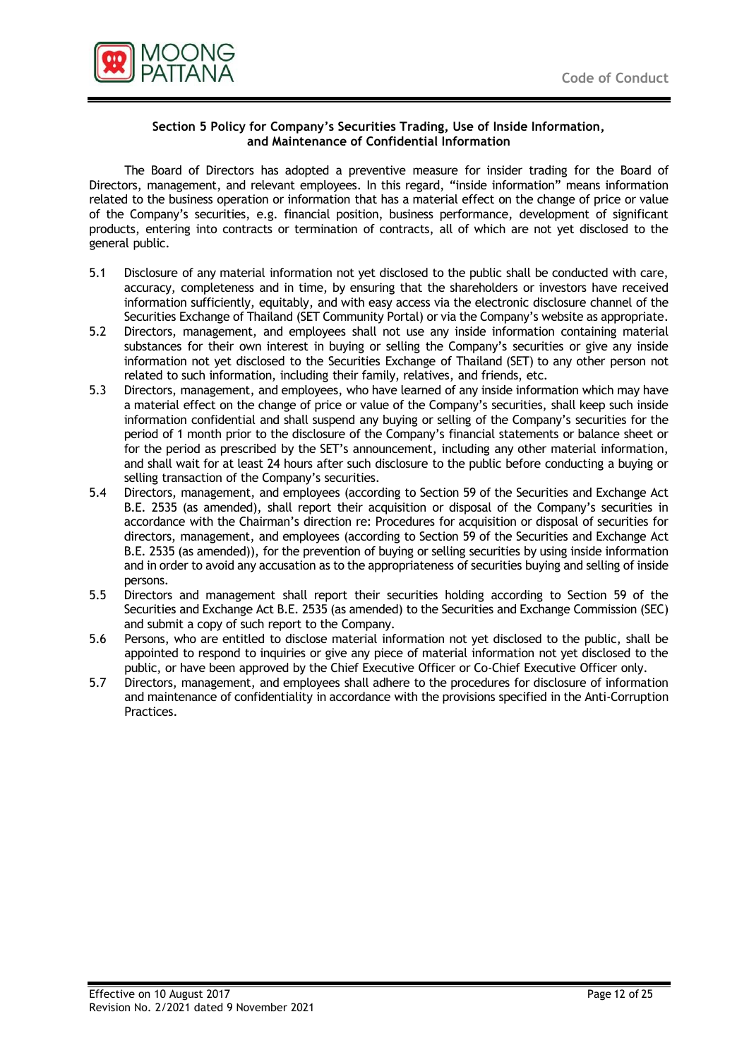## Section 5 Policy for Company's Securities Trading, Use of Inside Information, and Maintenance of Confidential Information

The Board of Directors has adopted a preventive measure for insider trading for the Board of Directors, management, and relevant employees. In this regard, "inside information" means information related to the business operation or information that has a material effect on the change of price or value of the Company's securities, e.g. financial position, business performance, development of significant products, entering into contracts or termination of contracts, all of which are not yet disclosed to the general public.

5.1 Disclosure of any material information not yet disclosed to the public shall be conducted with care, accuracy, completeness and in time, by ensuring that the shareholders or investors have received information sufficiently, equitably, and with easy access via the electronic disclosure channel of the Securities Exchange of Thailand (SET Community Portal) or via the Company's website as appropriate.

5.2 Directors, management, and employees shall not use any inside information containing material substances for their own interest in buying or selling the Company's securities or give any inside information not yet disclosed to the Securities Exchange of Thailand (SET) to any other person not related to such information, including their family, relatives, and friends, etc.

5.3 Directors, management, and employees, who have learned of any inside information which may have a material effect on the change of price or value of the Company's securities, shall keep such inside information confidential and shall suspend any buying or selling of the Company's securities for the period of 1 month prior to the disclosure of the Company's financial statements or balance sheet or for the period as prescribed by the SET's announcement, including any other material information, and shall wait for at least 24 hours after such disclosure to the public before conducting a buying or selling transaction of the Company's securities.

5.4 Directors, management, and employees (according to Section 59 of the Securities and Exchange Act B.E. 2535 (as amended), shall report their acquisition or disposal of the Company's securities in accordance with the Chairman's direction re: Procedures for acquisition or disposal of securities for directors, management, and employees (according to Section 59 of the Securities and Exchange Act B.E. 2535 (as amended)), for the prevention of buying or selling securities by using inside information and in order to avoid any accusation as to the appropriateness of securities buying and selling of inside persons.

5.5 Directors and management shall report their securities holding according to Section 59 of the Securities and Exchange Act B.E. 2535 (as amended) to the Securities and Exchange Commission (SEC) and submit a copy of such report to the Company.

5.6 Persons, who are entitled to disclose material information not yet disclosed to the public, shall be appointed to respond to inquiries or give any piece of material information not yet disclosed to the public, or have been approved by the Chief Executive Officer or Co-Chief Executive Officer only.

5.7 Directors, management, and employees shall adhere to the procedures for disclosure of information and maintenance of confidentiality in accordance with the provisions specified in the Anti-Corruption Practices.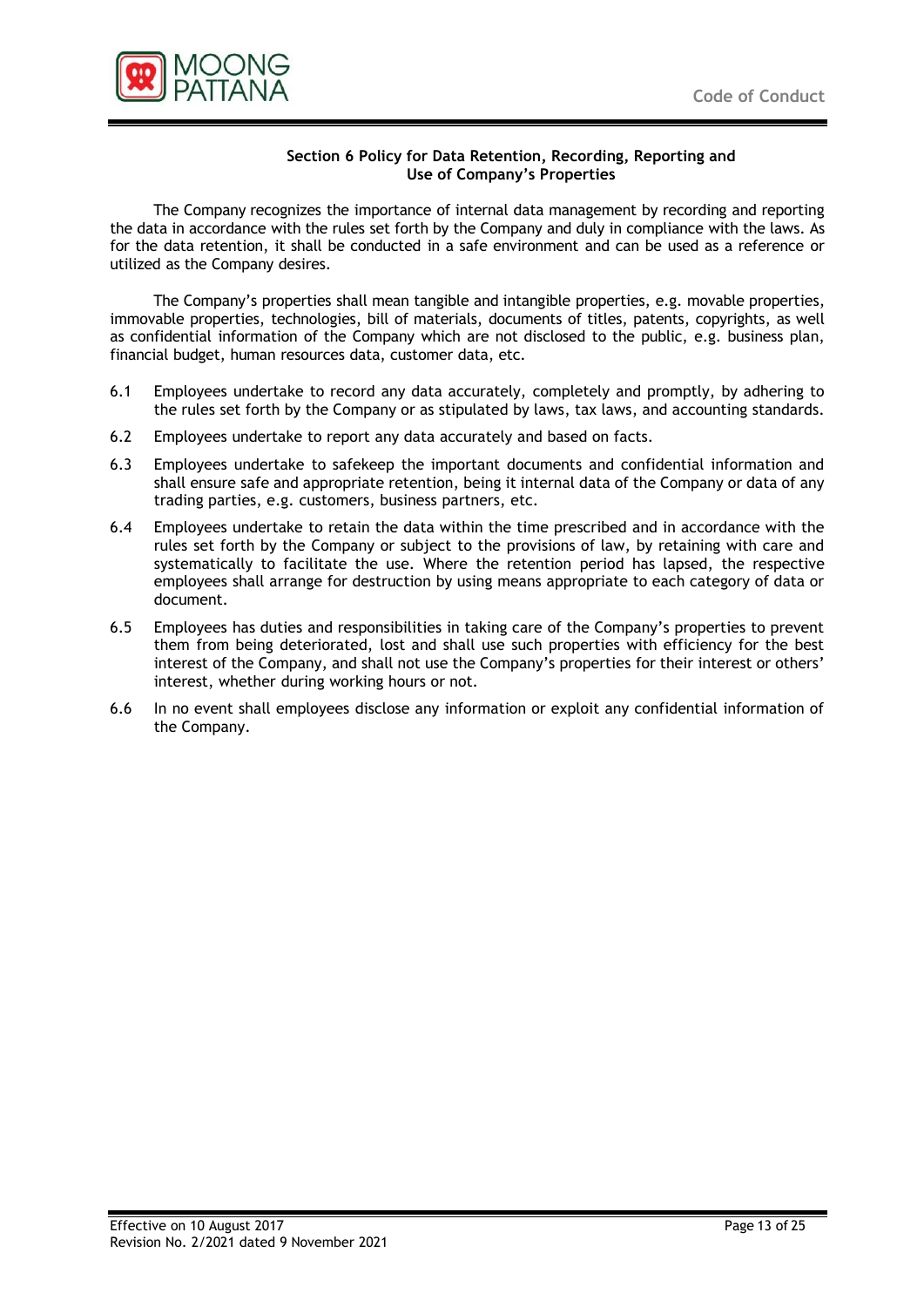## Section 6 Policy for Data Retention, Recording, Reporting and Use of Company's Properties

The Company recognizes the importance of internal data management by recording and reporting the data in accordance with the rules set forth by the Company and duly in compliance with the laws. As for the data retention, it shall be conducted in a safe environment and can be used as a reference or utilized as the Company desires.

The Company's properties shall mean tangible and intangible properties, e.g. movable properties, immovable properties, technologies, bill of materials, documents of titles, patents, copyrights, as well as confidential information of the Company which are not disclosed to the public, e.g. business plan, financial budget, human resources data, customer data, etc.

6.1 Employees undertake to record any data accurately, completely and promptly, by adhering to the rules set forth by the Company or as stipulated by laws, tax laws, and accounting standards.

6.2 Employees undertake to report any data accurately and based on facts.

6.3 Employees undertake to safekeep the important documents and confidential information and shall ensure safe and appropriate retention, being it internal data of the Company or data of any trading parties, e.g. customers, business partners, etc.

6.4 Employees undertake to retain the data within the time prescribed and in accordance with the rules set forth by the Company or subject to the provisions of law, by retaining with care and systematically to facilitate the use. Where the retention period has lapsed, the respective employees shall arrange for destruction by using means appropriate to each category of data or document.

6.5 Employees has duties and responsibilities in taking care of the Company's properties to prevent them from being deteriorated, lost and shall use such properties with efficiency for the best interest of the Company, and shall not use the Company's properties for their interest or others' interest, whether during working hours or not.

6.6 In no event shall employees disclose any information or exploit any confidential information of the Company.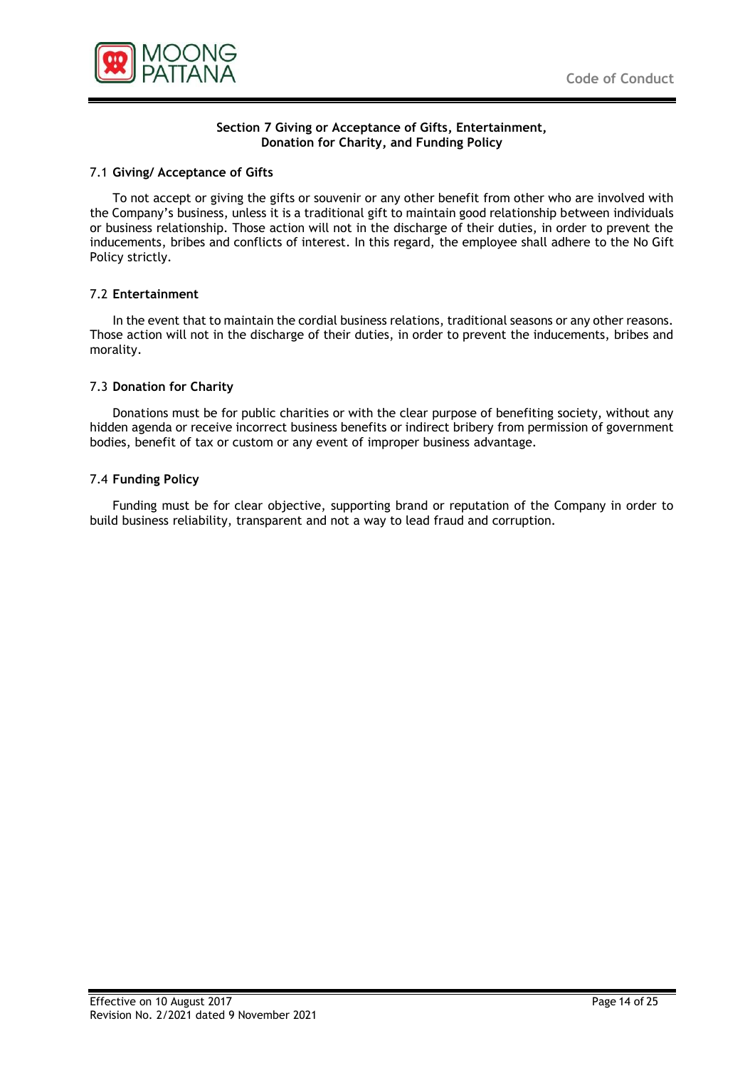## Section 7 Giving or Acceptance of Gifts, Entertainment, Donation for Charity, and Funding Policy

### 7.1 **Giving/ Acceptance of Gifts**

To not accept or giving the gifts or souvenir or any other benefit from other who are involved with the Company's business, unless it is a traditional gift to maintain good relationship between individuals or business relationship. Those action will not in the discharge of their duties, in order to prevent the inducements, bribes and conflicts of interest. In this regard, the employee shall adhere to the No Gift Policy strictly.

### 7.2 **Entertainment**

In the event that to maintain the cordial business relations, traditional seasons or any other reasons. Those action will not in the discharge of their duties, in order to prevent the inducements, bribes and morality.

### 7.3 **Donation for Charity**

Donations must be for public charities or with the clear purpose of benefiting society, without any hidden agenda or receive incorrect business benefits or indirect bribery from permission of government bodies, benefit of tax or custom or any event of improper business advantage.

### 7.4 **Funding Policy**

Funding must be for clear objective, supporting brand or reputation of the Company in order to build business reliability, transparent and not a way to lead fraud and corruption.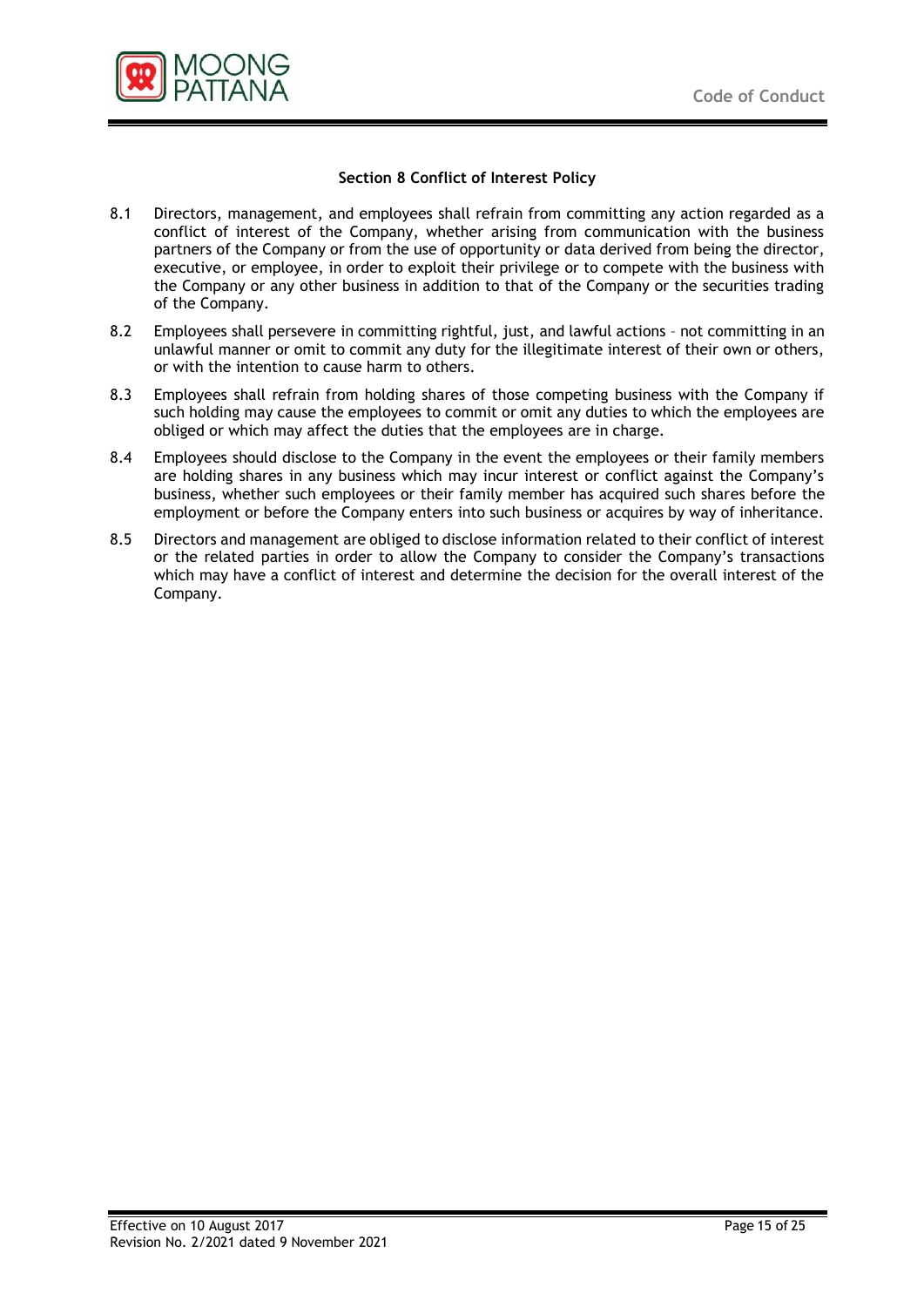## Section 8 Conflict of Interest Policy

8.1 Directors, management, and employees shall refrain from committing any action regarded as a conflict of interest of the Company, whether arising from communication with the business partners of the Company or from the use of opportunity or data derived from being the director, executive, or employee, in order to exploit their privilege or to compete with the business with the Company or any other business in addition to that of the Company or the securities trading of the Company.

8.2 Employees shall persevere in committing rightful, just, and lawful actions – not committing in an unlawful manner or omit to commit any duty for the illegitimate interest of their own or others, or with the intention to cause harm to others.

8.3 Employees shall refrain from holding shares of those competing business with the Company if such holding may cause the employees to commit or omit any duties to which the employees are obliged or which may affect the duties that the employees are in charge.

8.4 Employees should disclose to the Company in the event the employees or their family members are holding shares in any business which may incur interest or conflict against the Company's business, whether such employees or their family member has acquired such shares before the employment or before the Company enters into such business or acquires by way of inheritance.

8.5 Directors and management are obliged to disclose information related to their conflict of interest or the related parties in order to allow the Company to consider the Company's transactions which may have a conflict of interest and determine the decision for the overall interest of the Company.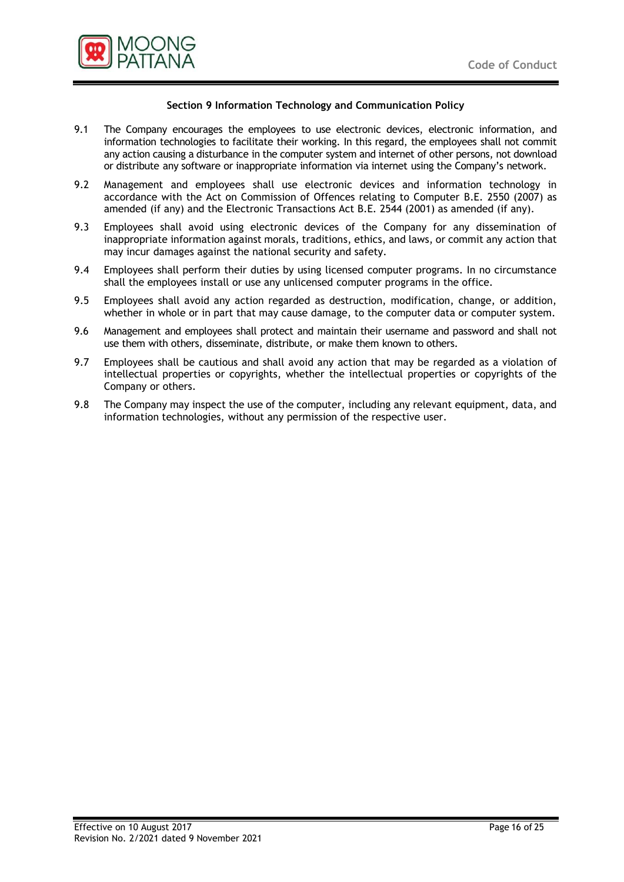### Section 9 Information Technology and Communication Policy

9.1 The Company encourages the employees to use electronic devices, electronic information, and information technologies to facilitate their working. In this regard, the employees shall not commit any action causing a disturbance in the computer system and internet of other persons, not download or distribute any software or inappropriate information via internet using the Company's network.

9.2 Management and employees shall use electronic devices and information technology in accordance with the Act on Commission of Offences relating to Computer B.E. 2550 (2007) as amended (if any) and the Electronic Transactions Act B.E. 2544 (2001) as amended (if any).

9.3 Employees shall avoid using electronic devices of the Company for any dissemination of inappropriate information against morals, traditions, ethics, and laws, or commit any action that may incur damages against the national security and safety.

9.4 Employees shall perform their duties by using licensed computer programs. In no circumstance shall the employees install or use any unlicensed computer programs in the office.

9.5 Employees shall avoid any action regarded as destruction, modification, change, or addition, whether in whole or in part that may cause damage, to the computer data or computer system.

9.6 Management and employees shall protect and maintain their username and password and shall not use them with others, disseminate, distribute, or make them known to others.

9.7 Employees shall be cautious and shall avoid any action that may be regarded as a violation of intellectual properties or copyrights, whether the intellectual properties or copyrights of the Company or others.

9.8 The Company may inspect the use of the computer, including any relevant equipment, data, and information technologies, without any permission of the respective user.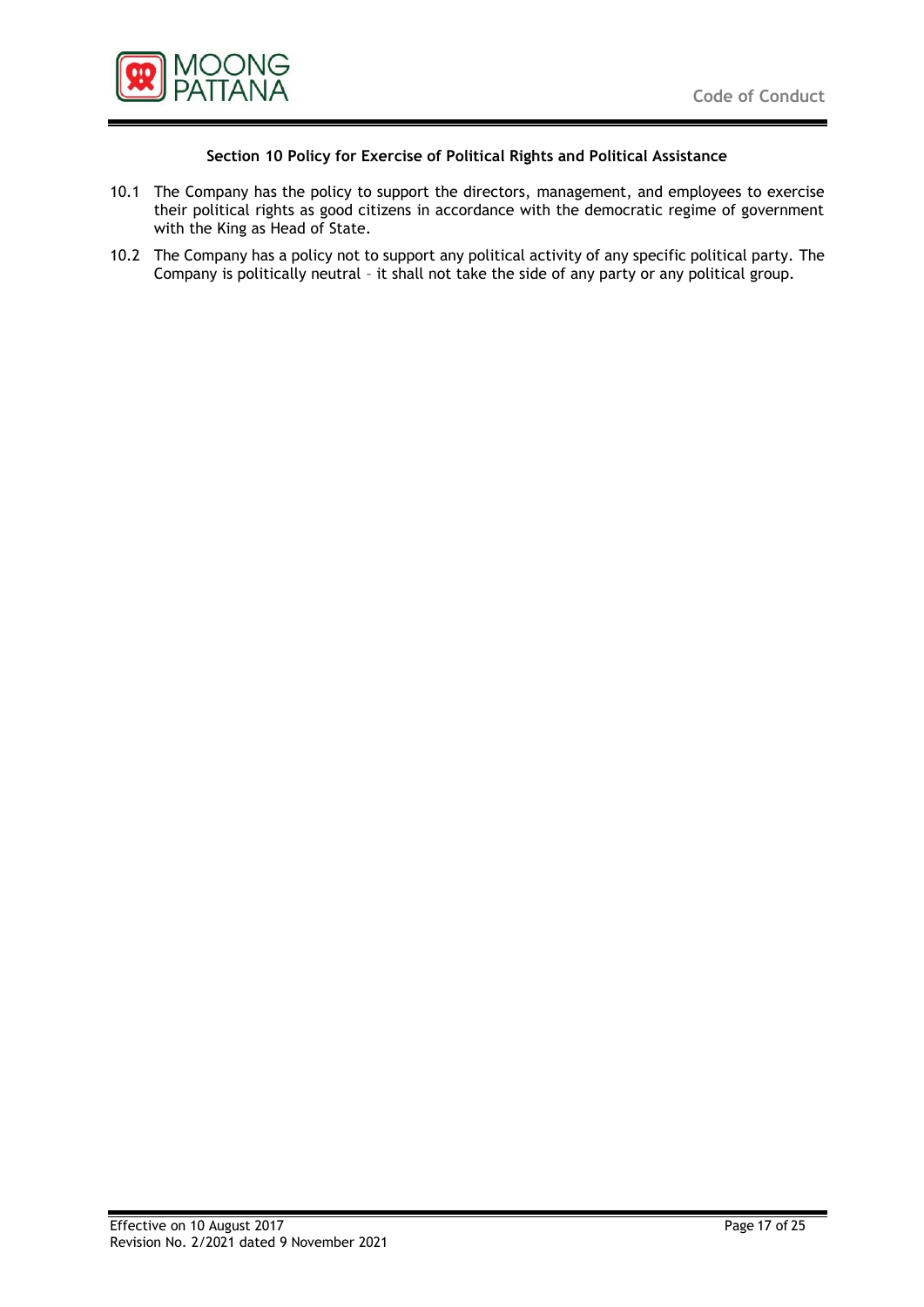### Section 10 Policy for Exercise of Political Rights and Political Assistance

10.1 The Company has the policy to support the directors, management, and employees to exercise their political rights as good citizens in accordance with the democratic regime of government with the King as Head of State.

10.2 The Company has a policy not to support any political activity of any specific political party. The Company is politically neutral – it shall not take the side of any party or any political group.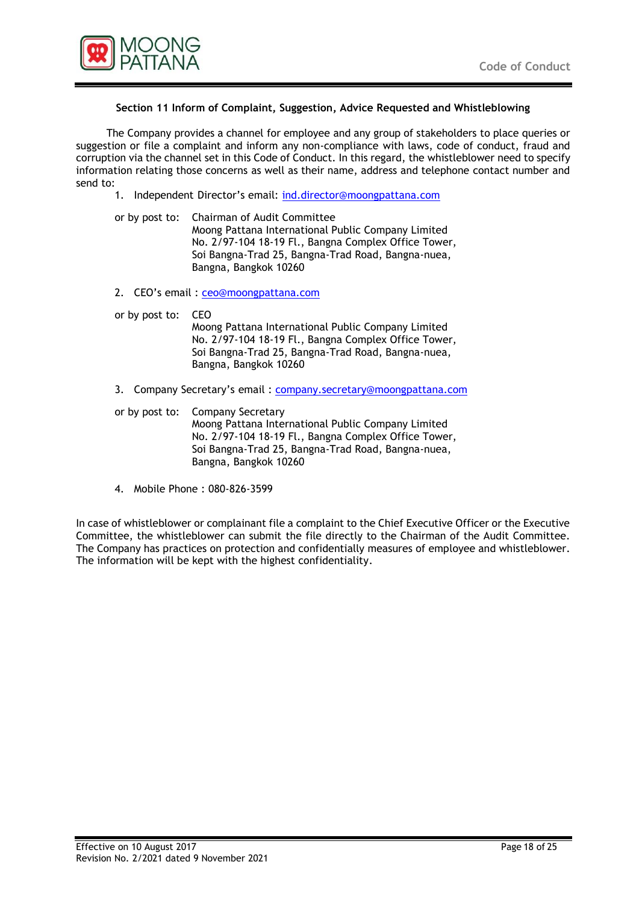### Section 11 Inform of Complaint, Suggestion, Advice Requested and Whistleblowing

The Company provides a channel for employee and any group of stakeholders to place queries or suggestion or file a complaint and inform any non-compliance with laws, code of conduct, fraud and corruption via the channel set in this Code of Conduct. In this regard, the whistleblower need to specify information relating those concerns as well as their name, address and telephone contact number and send to:

1. Independent Director's email: ind.director@moongpattana.com

   or by post to: Chairman of Audit Committee
   Moong Pattana International Public Company Limited
   No. 2/97-104 18-19 Fl., Bangna Complex Office Tower,
   Soi Bangna-Trad 25, Bangna-Trad Road, Bangna-nuea,
   Bangna, Bangkok 10260

2. CEO's email : ceo@moongpattana.com

   or by post to: CEO
   Moong Pattana International Public Company Limited
   No. 2/97-104 18-19 Fl., Bangna Complex Office Tower,
   Soi Bangna-Trad 25, Bangna-Trad Road, Bangna-nuea,
   Bangna, Bangkok 10260

3. Company Secretary's email : company.secretary@moongpattana.com

   or by post to: Company Secretary
   Moong Pattana International Public Company Limited
   No. 2/97-104 18-19 Fl., Bangna Complex Office Tower,
   Soi Bangna-Trad 25, Bangna-Trad Road, Bangna-nuea,
   Bangna, Bangkok 10260

4. Mobile Phone : 080-826-3599

In case of whistleblower or complainant file a complaint to the Chief Executive Officer or the Executive Committee, the whistleblower can submit the file directly to the Chairman of the Audit Committee. The Company has practices on protection and confidentially measures of employee and whistleblower. The information will be kept with the highest confidentiality.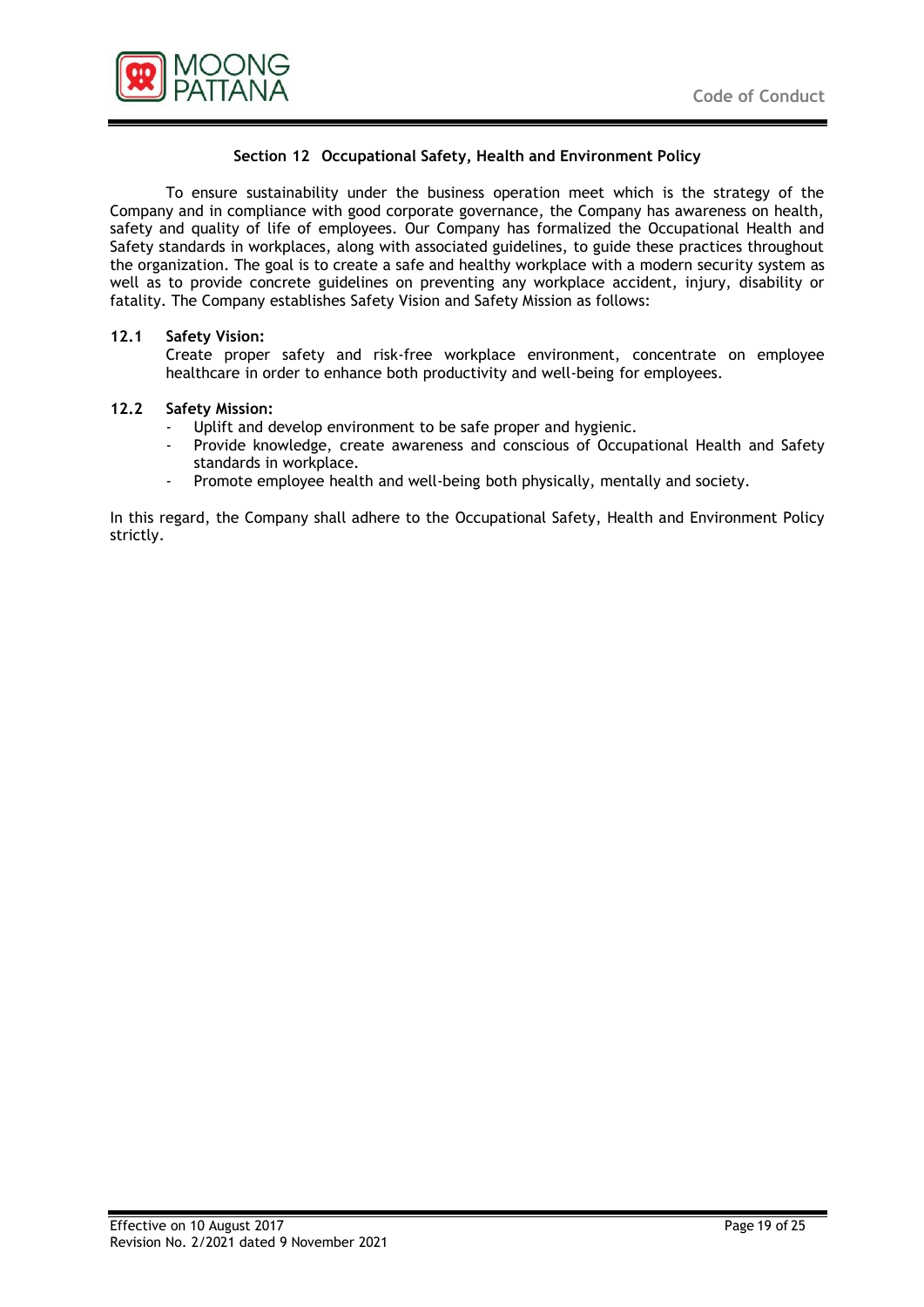## Section 12 Occupational Safety, Health and Environment Policy

To ensure sustainability under the business operation meet which is the strategy of the Company and in compliance with good corporate governance, the Company has awareness on health, safety and quality of life of employees. Our Company has formalized the Occupational Health and Safety standards in workplaces, along with associated guidelines, to guide these practices throughout the organization. The goal is to create a safe and healthy workplace with a modern security system as well as to provide concrete guidelines on preventing any workplace accident, injury, disability or fatality. The Company establishes Safety Vision and Safety Mission as follows:

**12.1 Safety Vision:**

Create proper safety and risk-free workplace environment, concentrate on employee healthcare in order to enhance both productivity and well-being for employees.

**12.2 Safety Mission:**

- Uplift and develop environment to be safe proper and hygienic.
- Provide knowledge, create awareness and conscious of Occupational Health and Safety standards in workplace.
- Promote employee health and well-being both physically, mentally and society.

In this regard, the Company shall adhere to the Occupational Safety, Health and Environment Policy strictly.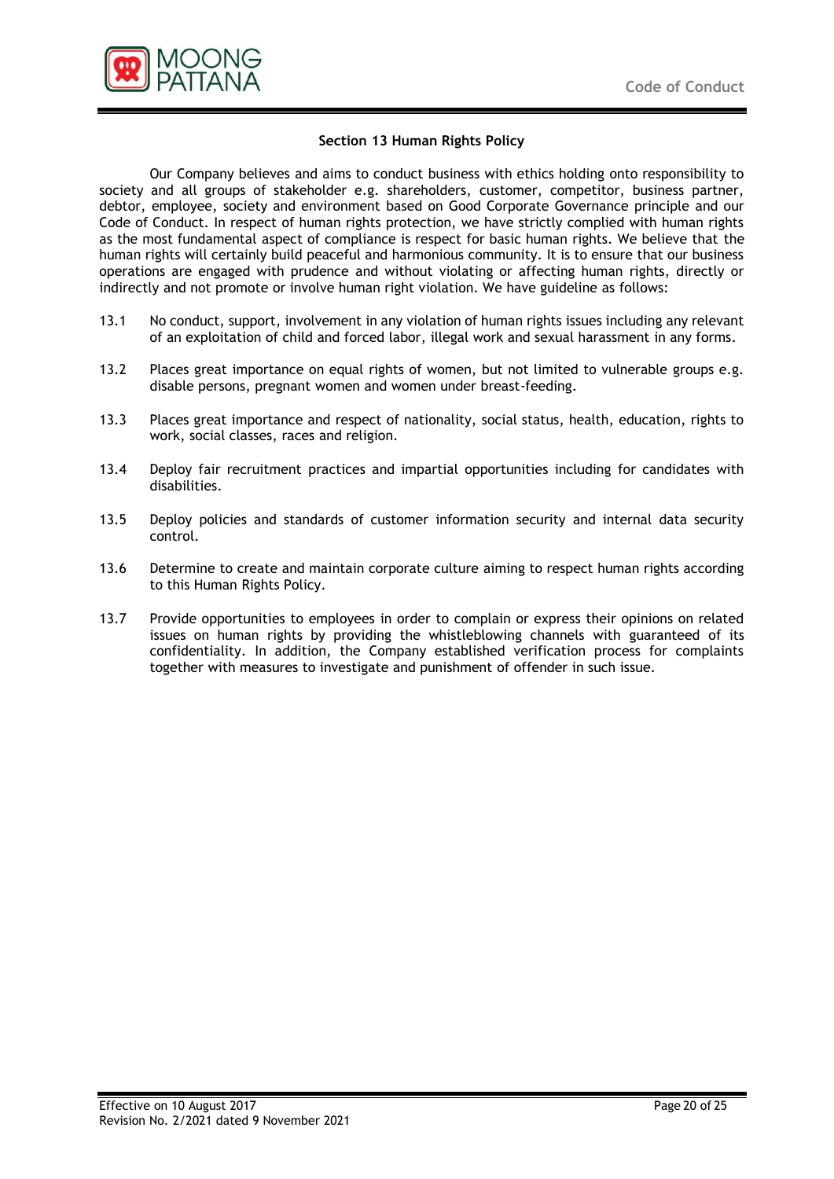### Section 13 Human Rights Policy

Our Company believes and aims to conduct business with ethics holding onto responsibility to society and all groups of stakeholder e.g. shareholders, customer, competitor, business partner, debtor, employee, society and environment based on Good Corporate Governance principle and our Code of Conduct. In respect of human rights protection, we have strictly complied with human rights as the most fundamental aspect of compliance is respect for basic human rights. We believe that the human rights will certainly build peaceful and harmonious community. It is to ensure that our business operations are engaged with prudence and without violating or affecting human rights, directly or indirectly and not promote or involve human right violation. We have guideline as follows:

13.1 No conduct, support, involvement in any violation of human rights issues including any relevant of an exploitation of child and forced labor, illegal work and sexual harassment in any forms.

13.2 Places great importance on equal rights of women, but not limited to vulnerable groups e.g. disable persons, pregnant women and women under breast-feeding.

13.3 Places great importance and respect of nationality, social status, health, education, rights to work, social classes, races and religion.

13.4 Deploy fair recruitment practices and impartial opportunities including for candidates with disabilities.

13.5 Deploy policies and standards of customer information security and internal data security control.

13.6 Determine to create and maintain corporate culture aiming to respect human rights according to this Human Rights Policy.

13.7 Provide opportunities to employees in order to complain or express their opinions on related issues on human rights by providing the whistleblowing channels with guaranteed of its confidentiality. In addition, the Company established verification process for complaints together with measures to investigate and punishment of offender in such issue.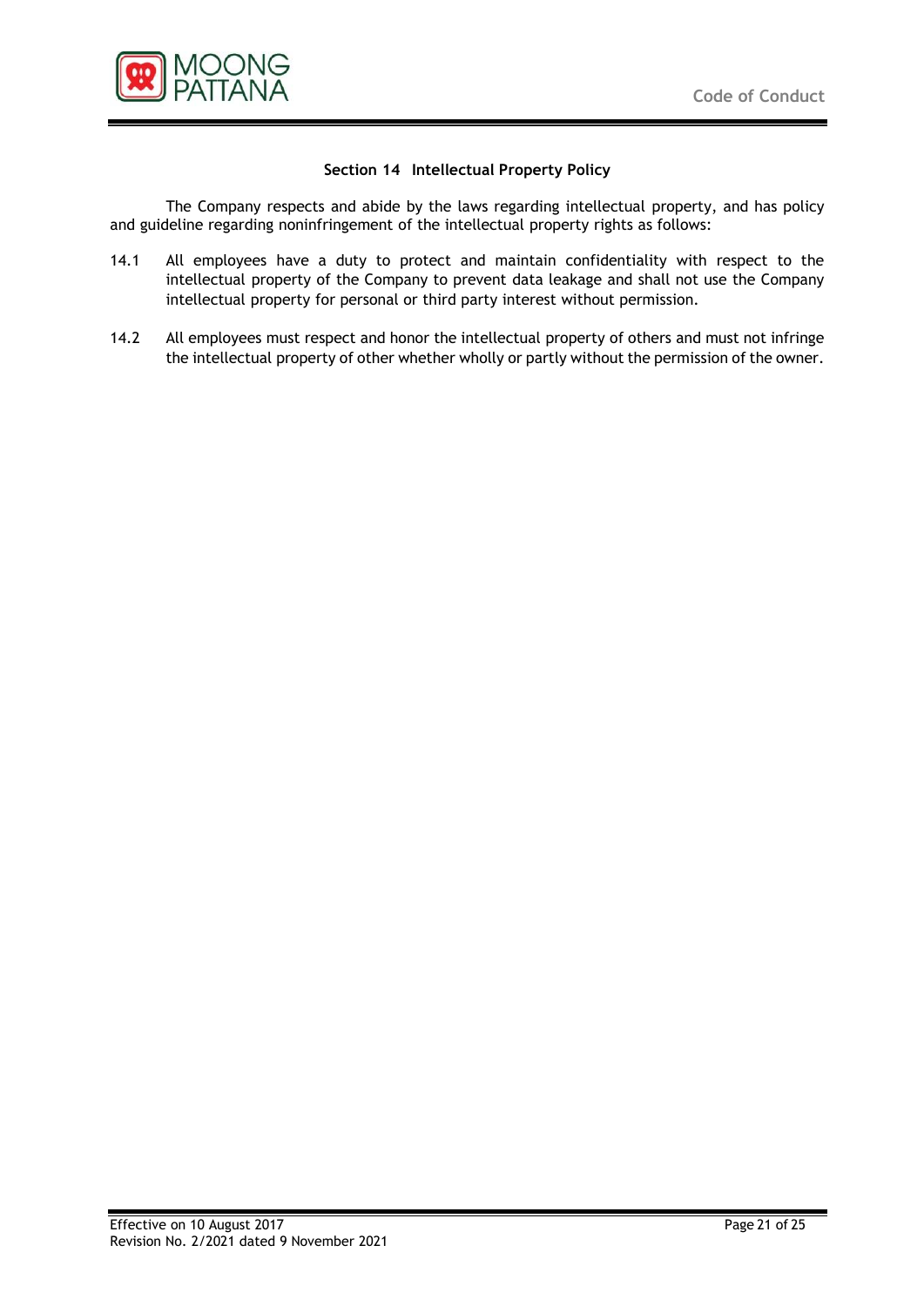## Section 14 Intellectual Property Policy

The Company respects and abide by the laws regarding intellectual property, and has policy and guideline regarding noninfringement of the intellectual property rights as follows:

14.1 All employees have a duty to protect and maintain confidentiality with respect to the intellectual property of the Company to prevent data leakage and shall not use the Company intellectual property for personal or third party interest without permission.

14.2 All employees must respect and honor the intellectual property of others and must not infringe the intellectual property of other whether wholly or partly without the permission of the owner.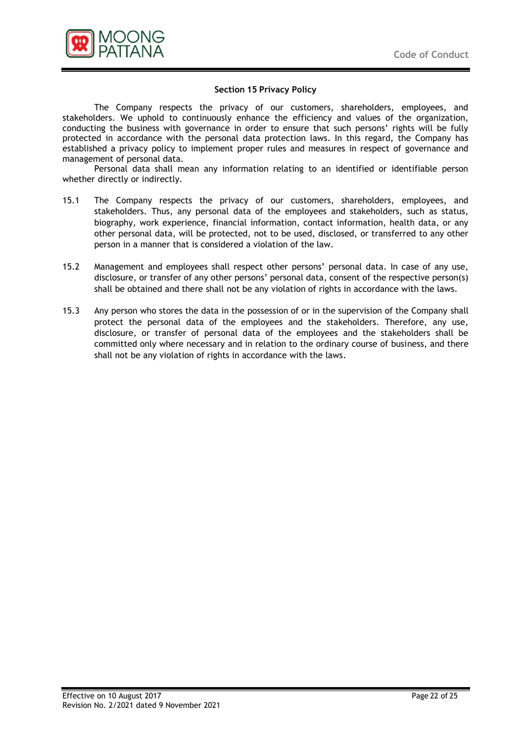## Section 15 Privacy Policy

The Company respects the privacy of our customers, shareholders, employees, and stakeholders. We uphold to continuously enhance the efficiency and values of the organization, conducting the business with governance in order to ensure that such persons' rights will be fully protected in accordance with the personal data protection laws. In this regard, the Company has established a privacy policy to implement proper rules and measures in respect of governance and management of personal data.

Personal data shall mean any information relating to an identified or identifiable person whether directly or indirectly.

15.1 The Company respects the privacy of our customers, shareholders, employees, and stakeholders. Thus, any personal data of the employees and stakeholders, such as status, biography, work experience, financial information, contact information, health data, or any other personal data, will be protected, not to be used, disclosed, or transferred to any other person in a manner that is considered a violation of the law.

15.2 Management and employees shall respect other persons' personal data. In case of any use, disclosure, or transfer of any other persons' personal data, consent of the respective person(s) shall be obtained and there shall not be any violation of rights in accordance with the laws.

15.3 Any person who stores the data in the possession of or in the supervision of the Company shall protect the personal data of the employees and the stakeholders. Therefore, any use, disclosure, or transfer of personal data of the employees and the stakeholders shall be committed only where necessary and in relation to the ordinary course of business, and there shall not be any violation of rights in accordance with the laws.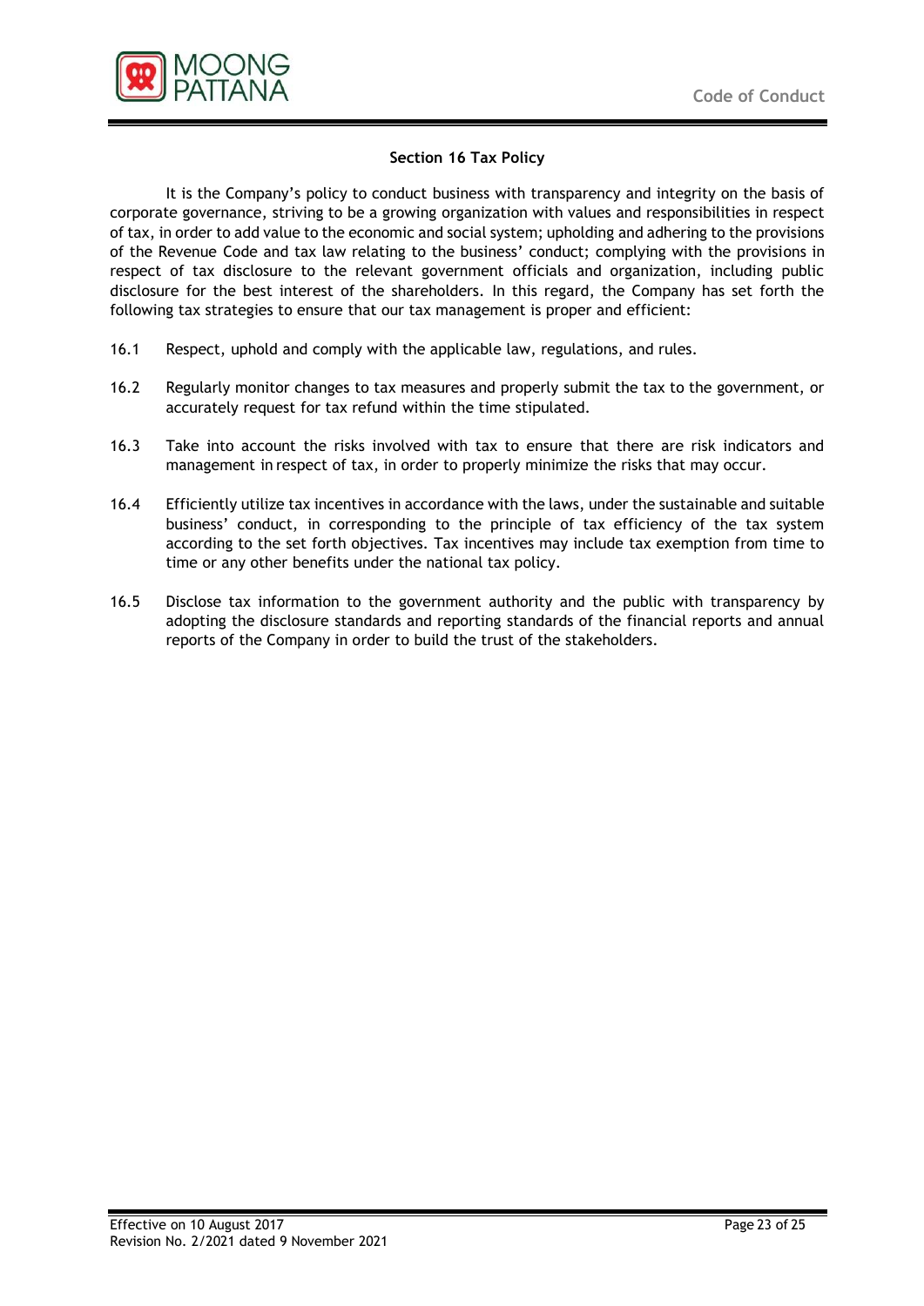## Section 16 Tax Policy

It is the Company's policy to conduct business with transparency and integrity on the basis of corporate governance, striving to be a growing organization with values and responsibilities in respect of tax, in order to add value to the economic and social system; upholding and adhering to the provisions of the Revenue Code and tax law relating to the business' conduct; complying with the provisions in respect of tax disclosure to the relevant government officials and organization, including public disclosure for the best interest of the shareholders. In this regard, the Company has set forth the following tax strategies to ensure that our tax management is proper and efficient:

16.1 Respect, uphold and comply with the applicable law, regulations, and rules.

16.2 Regularly monitor changes to tax measures and properly submit the tax to the government, or accurately request for tax refund within the time stipulated.

16.3 Take into account the risks involved with tax to ensure that there are risk indicators and management in respect of tax, in order to properly minimize the risks that may occur.

16.4 Efficiently utilize tax incentives in accordance with the laws, under the sustainable and suitable business' conduct, in corresponding to the principle of tax efficiency of the tax system according to the set forth objectives. Tax incentives may include tax exemption from time to time or any other benefits under the national tax policy.

16.5 Disclose tax information to the government authority and the public with transparency by adopting the disclosure standards and reporting standards of the financial reports and annual reports of the Company in order to build the trust of the stakeholders.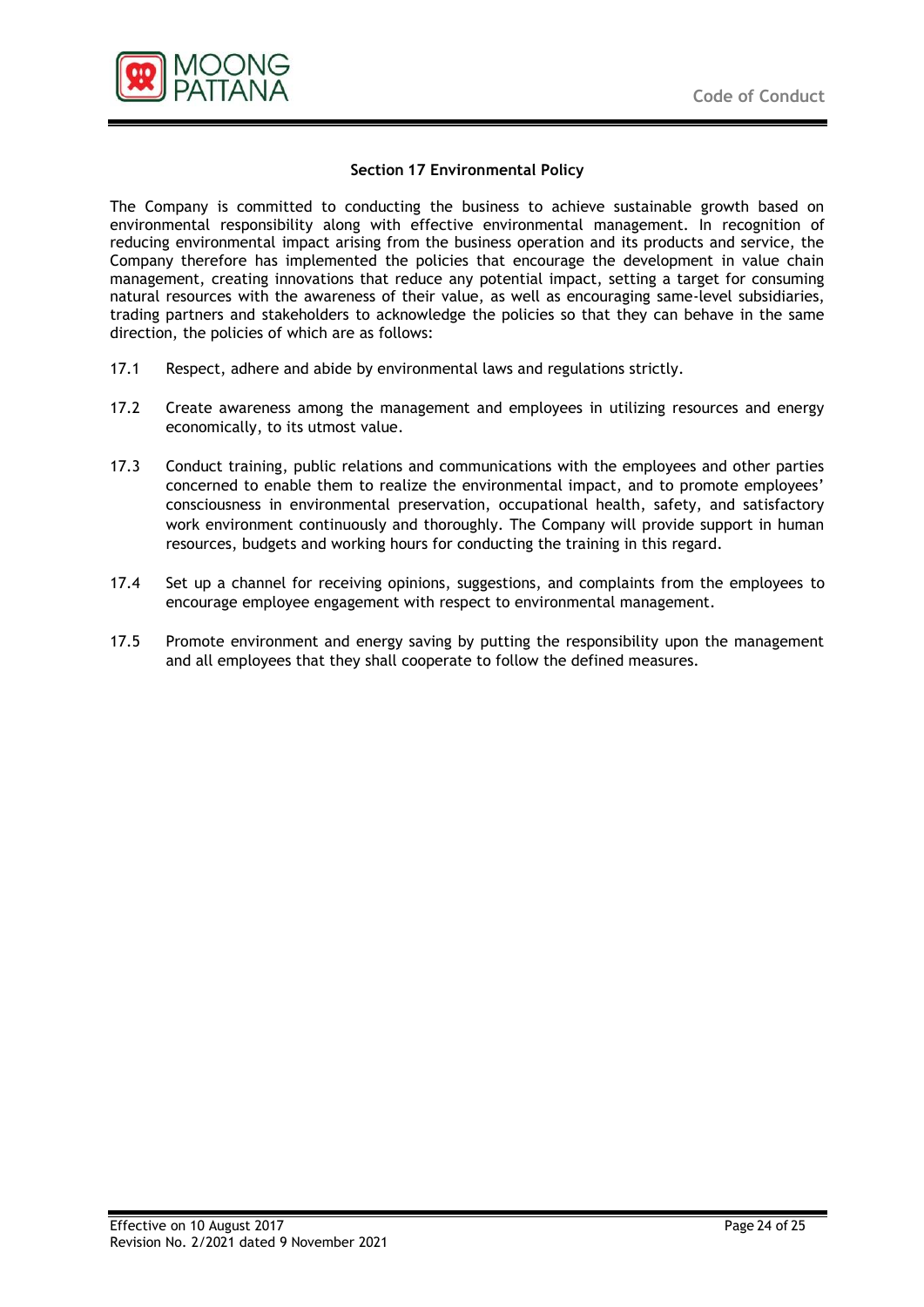## Section 17 Environmental Policy

The Company is committed to conducting the business to achieve sustainable growth based on environmental responsibility along with effective environmental management. In recognition of reducing environmental impact arising from the business operation and its products and service, the Company therefore has implemented the policies that encourage the development in value chain management, creating innovations that reduce any potential impact, setting a target for consuming natural resources with the awareness of their value, as well as encouraging same-level subsidiaries, trading partners and stakeholders to acknowledge the policies so that they can behave in the same direction, the policies of which are as follows:

17.1 Respect, adhere and abide by environmental laws and regulations strictly.

17.2 Create awareness among the management and employees in utilizing resources and energy economically, to its utmost value.

17.3 Conduct training, public relations and communications with the employees and other parties concerned to enable them to realize the environmental impact, and to promote employees' consciousness in environmental preservation, occupational health, safety, and satisfactory work environment continuously and thoroughly. The Company will provide support in human resources, budgets and working hours for conducting the training in this regard.

17.4 Set up a channel for receiving opinions, suggestions, and complaints from the employees to encourage employee engagement with respect to environmental management.

17.5 Promote environment and energy saving by putting the responsibility upon the management and all employees that they shall cooperate to follow the defined measures.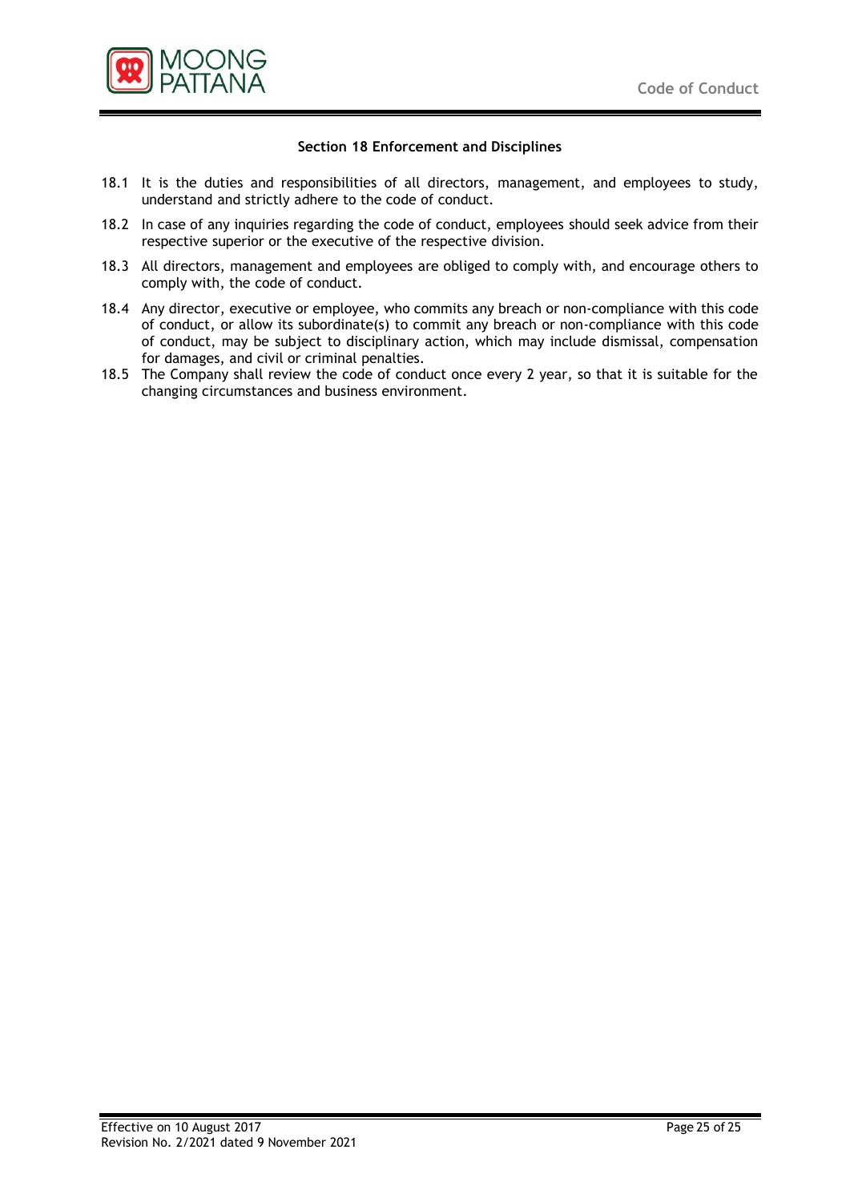## Section 18 Enforcement and Disciplines

18.1 It is the duties and responsibilities of all directors, management, and employees to study, understand and strictly adhere to the code of conduct.

18.2 In case of any inquiries regarding the code of conduct, employees should seek advice from their respective superior or the executive of the respective division.

18.3 All directors, management and employees are obliged to comply with, and encourage others to comply with, the code of conduct.

18.4 Any director, executive or employee, who commits any breach or non-compliance with this code of conduct, or allow its subordinate(s) to commit any breach or non-compliance with this code of conduct, may be subject to disciplinary action, which may include dismissal, compensation for damages, and civil or criminal penalties.

18.5 The Company shall review the code of conduct once every 2 year, so that it is suitable for the changing circumstances and business environment.